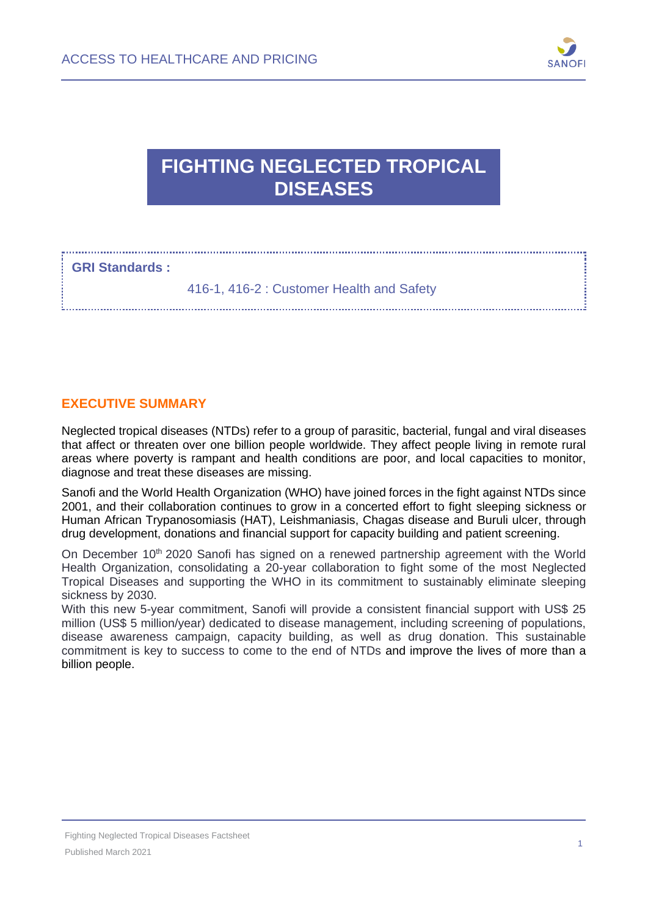# FIGHTING NEGLECTED TROPICAL DISEASES

**GRI Standards :**

416-1, 416-2 : Customer Health and Safety

## EXECUTIVE SUMMARY

Neglected tropical diseases (NTDs) refer to a group of parasitic, bacterial, fungal and viral diseases that affect or threaten over one billion people worldwide. They affect people living in remote rural areas where poverty is rampant and health conditions are poor, and local capacities to monitor, diagnose and treat these diseases are missing.

Sanofi and the World Health Organization (WHO) have joined forces in the fight against NTDs since 2001, and their collaboration continues to grow in a concerted effort to fight sleeping sickness or Human African Trypanosomiasis (HAT), Leishmaniasis, Chagas disease and Buruli ulcer, through drug development, donations and financial support for capacity building and patient screening.

On December 10th 2020 Sanofi has signed on a renewed partnership agreement with the World Health Organization, consolidating a 20-year collaboration to fight some of the most Neglected Tropical Diseases and supporting the WHO in its commitment to sustainably eliminate sleeping sickness by 2030.

With this new 5-year commitment, Sanofi will provide a consistent financial support with US$ 25 million (US$ 5 million/year) dedicated to disease management, including screening of populations, disease awareness campaign, capacity building, as well as drug donation. This sustainable commitment is key to success to come to the end of NTDs and improve the lives of more than a billion people.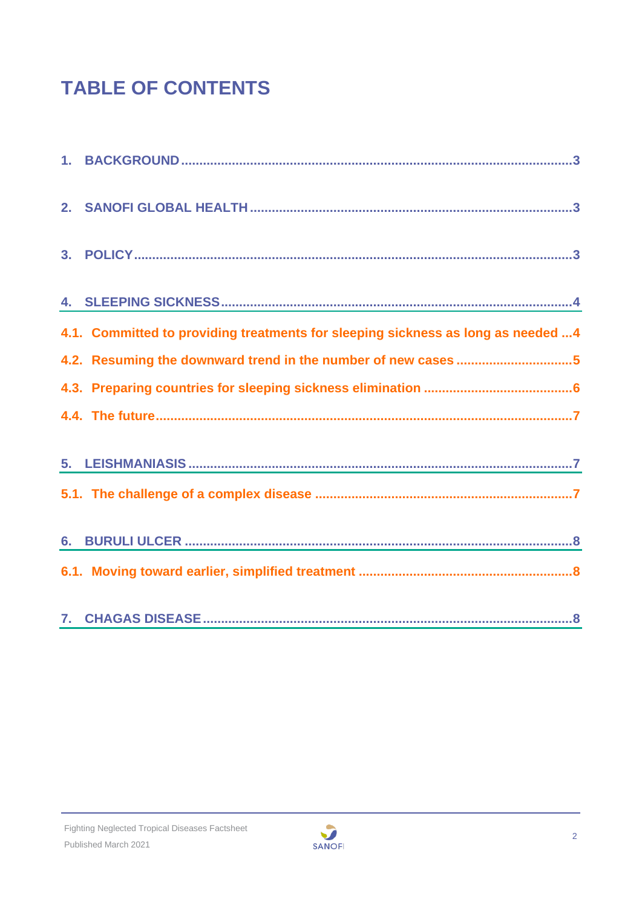# TABLE OF CONTENTS

1. BACKGROUND ..........3
2. SANOFI GLOBAL HEALTH ..........3
3. POLICY ..........3
4. SLEEPING SICKNESS ..........4
   - 4.1. Committed to providing treatments for sleeping sickness as long as needed ...4
   - 4.2. Resuming the downward trend in the number of new cases ..........5
   - 4.3. Preparing countries for sleeping sickness elimination ..........6
   - 4.4. The future ..........7
5. LEISHMANIASIS ..........7
   - 5.1. The challenge of a complex disease ..........7
6. BURULI ULCER ..........8
   - 6.1. Moving toward earlier, simplified treatment ..........8
7. CHAGAS DISEASE ..........8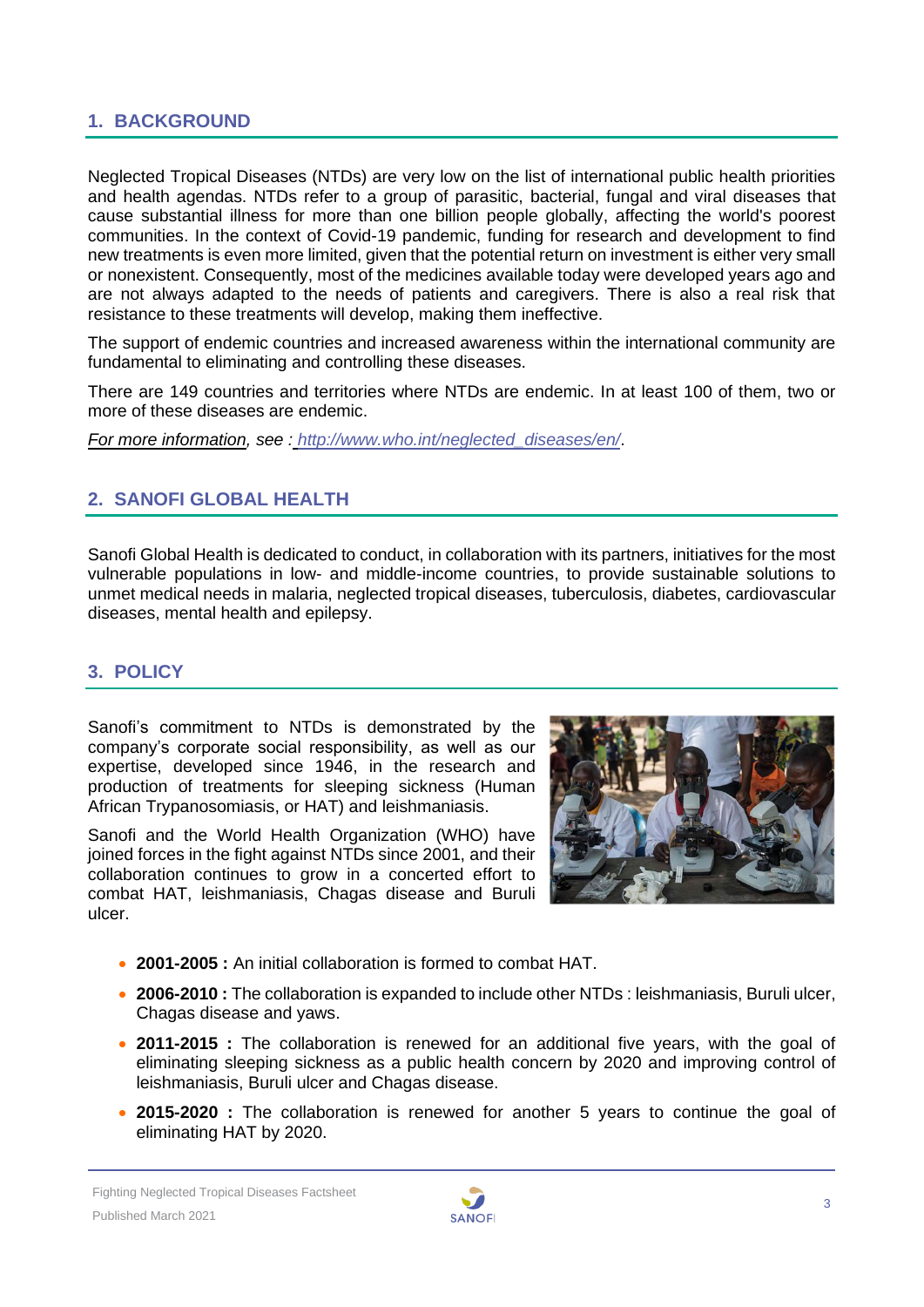## 1. BACKGROUND

Neglected Tropical Diseases (NTDs) are very low on the list of international public health priorities and health agendas. NTDs refer to a group of parasitic, bacterial, fungal and viral diseases that cause substantial illness for more than one billion people globally, affecting the world's poorest communities. In the context of Covid-19 pandemic, funding for research and development to find new treatments is even more limited, given that the potential return on investment is either very small or nonexistent. Consequently, most of the medicines available today were developed years ago and are not always adapted to the needs of patients and caregivers. There is also a real risk that resistance to these treatments will develop, making them ineffective.

The support of endemic countries and increased awareness within the international community are fundamental to eliminating and controlling these diseases.

There are 149 countries and territories where NTDs are endemic. In at least 100 of them, two or more of these diseases are endemic.

*For more information, see : http://www.who.int/neglected_diseases/en/*.

## 2. SANOFI GLOBAL HEALTH

Sanofi Global Health is dedicated to conduct, in collaboration with its partners, initiatives for the most vulnerable populations in low- and middle-income countries, to provide sustainable solutions to unmet medical needs in malaria, neglected tropical diseases, tuberculosis, diabetes, cardiovascular diseases, mental health and epilepsy.

## 3. POLICY

Sanofi's commitment to NTDs is demonstrated by the company's corporate social responsibility, as well as our expertise, developed since 1946, in the research and production of treatments for sleeping sickness (Human African Trypanosomiasis, or HAT) and leishmaniasis.

Sanofi and the World Health Organization (WHO) have joined forces in the fight against NTDs since 2001, and their collaboration continues to grow in a concerted effort to combat HAT, leishmaniasis, Chagas disease and Buruli ulcer.

- **2001-2005 :** An initial collaboration is formed to combat HAT.
- **2006-2010 :** The collaboration is expanded to include other NTDs : leishmaniasis, Buruli ulcer, Chagas disease and yaws.
- **2011-2015 :** The collaboration is renewed for an additional five years, with the goal of eliminating sleeping sickness as a public health concern by 2020 and improving control of leishmaniasis, Buruli ulcer and Chagas disease.
- **2015-2020 :** The collaboration is renewed for another 5 years to continue the goal of eliminating HAT by 2020.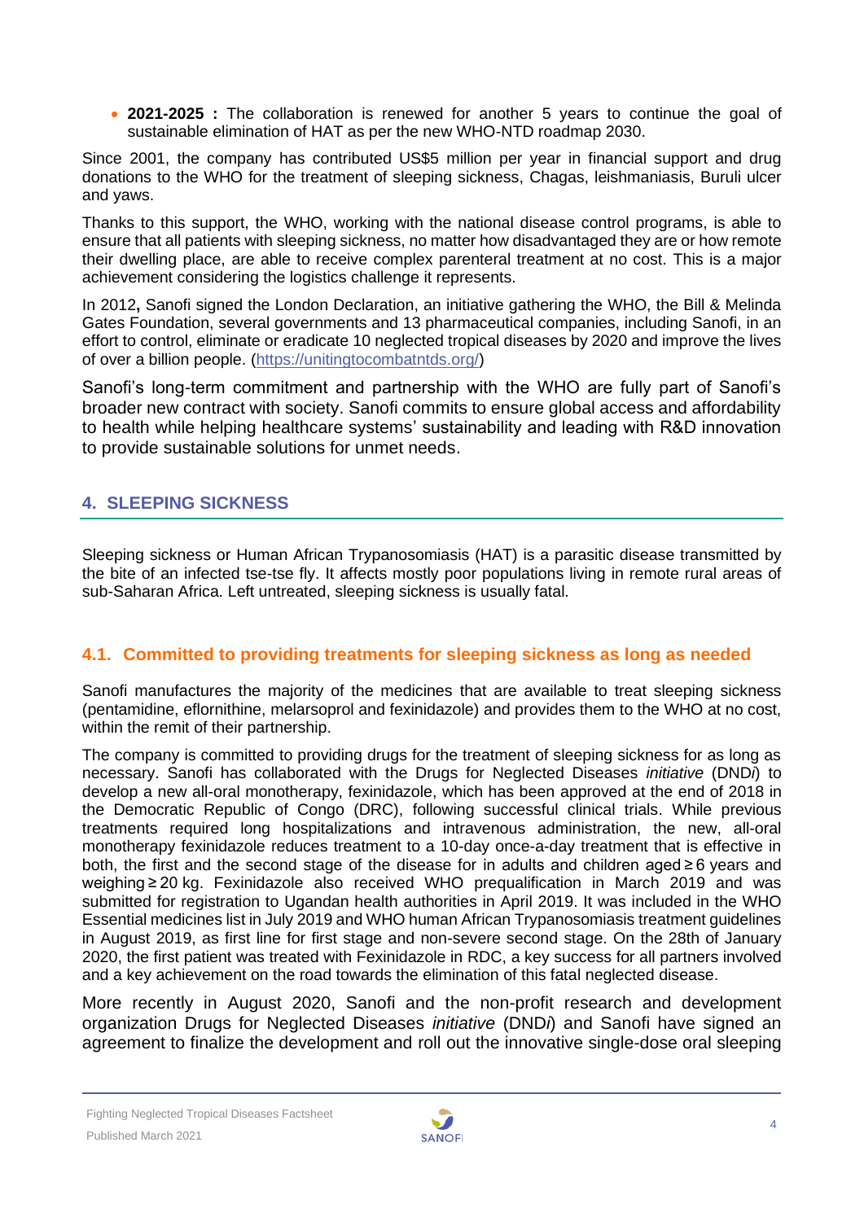- **2021-2025 :** The collaboration is renewed for another 5 years to continue the goal of sustainable elimination of HAT as per the new WHO-NTD roadmap 2030.

Since 2001, the company has contributed US$5 million per year in financial support and drug donations to the WHO for the treatment of sleeping sickness, Chagas, leishmaniasis, Buruli ulcer and yaws.

Thanks to this support, the WHO, working with the national disease control programs, is able to ensure that all patients with sleeping sickness, no matter how disadvantaged they are or how remote their dwelling place, are able to receive complex parenteral treatment at no cost. This is a major achievement considering the logistics challenge it represents.

In 2012**,** Sanofi signed the London Declaration, an initiative gathering the WHO, the Bill & Melinda Gates Foundation, several governments and 13 pharmaceutical companies, including Sanofi, in an effort to control, eliminate or eradicate 10 neglected tropical diseases by 2020 and improve the lives of over a billion people. (https://unitingtocombatntds.org/)

Sanofi's long-term commitment and partnership with the WHO are fully part of Sanofi's broader new contract with society. Sanofi commits to ensure global access and affordability to health while helping healthcare systems' sustainability and leading with R&D innovation to provide sustainable solutions for unmet needs.

## 4. SLEEPING SICKNESS

Sleeping sickness or Human African Trypanosomiasis (HAT) is a parasitic disease transmitted by the bite of an infected tse-tse fly. It affects mostly poor populations living in remote rural areas of sub-Saharan Africa. Left untreated, sleeping sickness is usually fatal.

### 4.1. Committed to providing treatments for sleeping sickness as long as needed

Sanofi manufactures the majority of the medicines that are available to treat sleeping sickness (pentamidine, eflornithine, melarsoprol and fexinidazole) and provides them to the WHO at no cost, within the remit of their partnership.

The company is committed to providing drugs for the treatment of sleeping sickness for as long as necessary. Sanofi has collaborated with the Drugs for Neglected Diseases *initiative* (DND*i*) to develop a new all-oral monotherapy, fexinidazole, which has been approved at the end of 2018 in the Democratic Republic of Congo (DRC), following successful clinical trials. While previous treatments required long hospitalizations and intravenous administration, the new, all-oral monotherapy fexinidazole reduces treatment to a 10-day once-a-day treatment that is effective in both, the first and the second stage of the disease for in adults and children aged ≥ 6 years and weighing ≥ 20 kg. Fexinidazole also received WHO prequalification in March 2019 and was submitted for registration to Ugandan health authorities in April 2019. It was included in the WHO Essential medicines list in July 2019 and WHO human African Trypanosomiasis treatment guidelines in August 2019, as first line for first stage and non-severe second stage. On the 28th of January 2020, the first patient was treated with Fexinidazole in RDC, a key success for all partners involved and a key achievement on the road towards the elimination of this fatal neglected disease.

More recently in August 2020, Sanofi and the non-profit research and development organization Drugs for Neglected Diseases *initiative* (DND*i*) and Sanofi have signed an agreement to finalize the development and roll out the innovative single-dose oral sleeping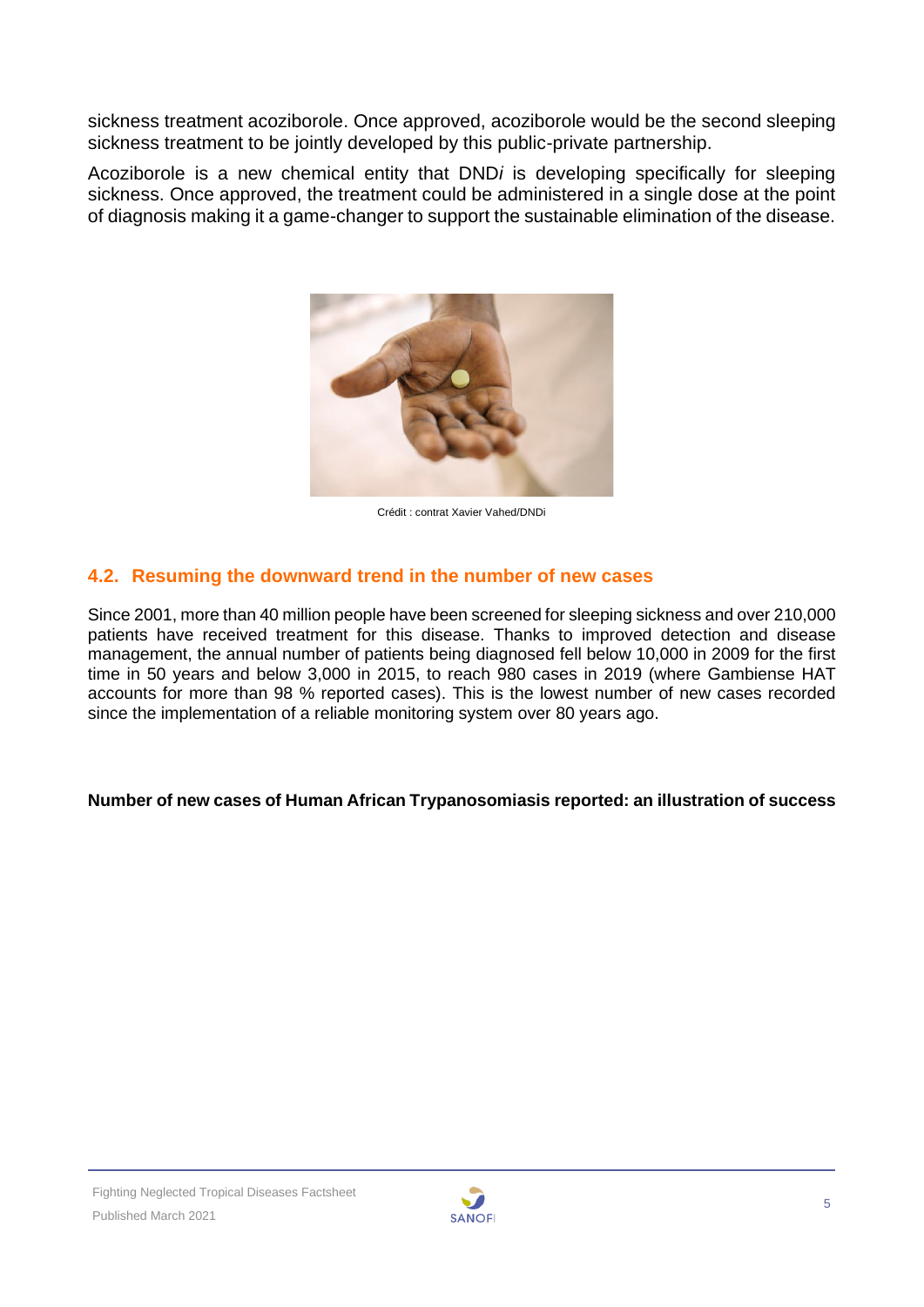sickness treatment acoziborole. Once approved, acoziborole would be the second sleeping sickness treatment to be jointly developed by this public-private partnership.

Acoziborole is a new chemical entity that DND*i* is developing specifically for sleeping sickness. Once approved, the treatment could be administered in a single dose at the point of diagnosis making it a game-changer to support the sustainable elimination of the disease.

Crédit : contrat Xavier Vahed/DNDi

## 4.2. Resuming the downward trend in the number of new cases

Since 2001, more than 40 million people have been screened for sleeping sickness and over 210,000 patients have received treatment for this disease. Thanks to improved detection and disease management, the annual number of patients being diagnosed fell below 10,000 in 2009 for the first time in 50 years and below 3,000 in 2015, to reach 980 cases in 2019 (where Gambiense HAT accounts for more than 98 % reported cases). This is the lowest number of new cases recorded since the implementation of a reliable monitoring system over 80 years ago.

**Number of new cases of Human African Trypanosomiasis reported: an illustration of success**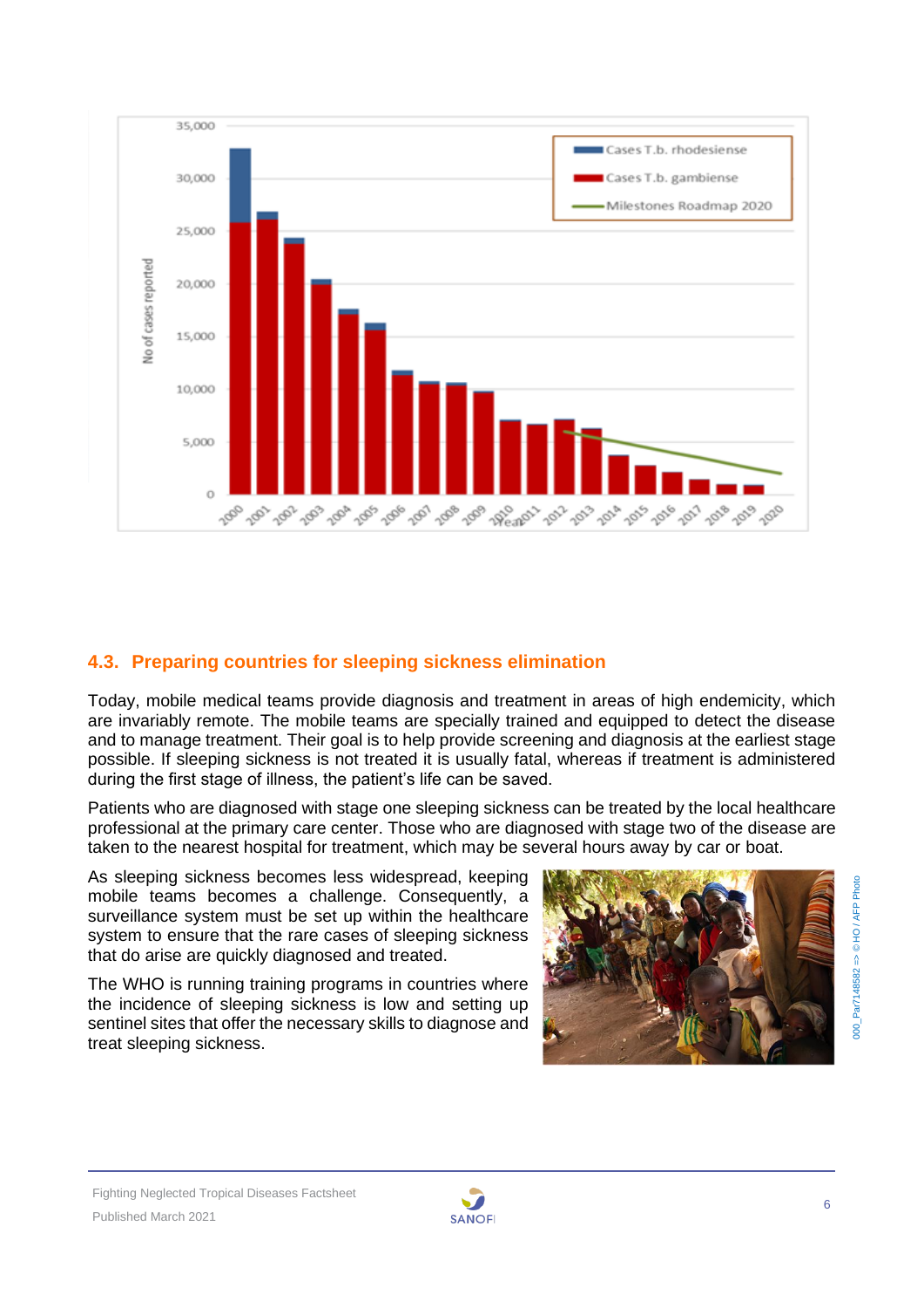## 4.3. Preparing countries for sleeping sickness elimination

Today, mobile medical teams provide diagnosis and treatment in areas of high endemicity, which are invariably remote. The mobile teams are specially trained and equipped to detect the disease and to manage treatment. Their goal is to help provide screening and diagnosis at the earliest stage possible. If sleeping sickness is not treated it is usually fatal, whereas if treatment is administered during the first stage of illness, the patient's life can be saved.

Patients who are diagnosed with stage one sleeping sickness can be treated by the local healthcare professional at the primary care center. Those who are diagnosed with stage two of the disease are taken to the nearest hospital for treatment, which may be several hours away by car or boat.

As sleeping sickness becomes less widespread, keeping mobile teams becomes a challenge. Consequently, a surveillance system must be set up within the healthcare system to ensure that the rare cases of sleeping sickness that do arise are quickly diagnosed and treated.

The WHO is running training programs in countries where the incidence of sleeping sickness is low and setting up sentinel sites that offer the necessary skills to diagnose and treat sleeping sickness.

000_Par7148582 => © HO / AFP Photo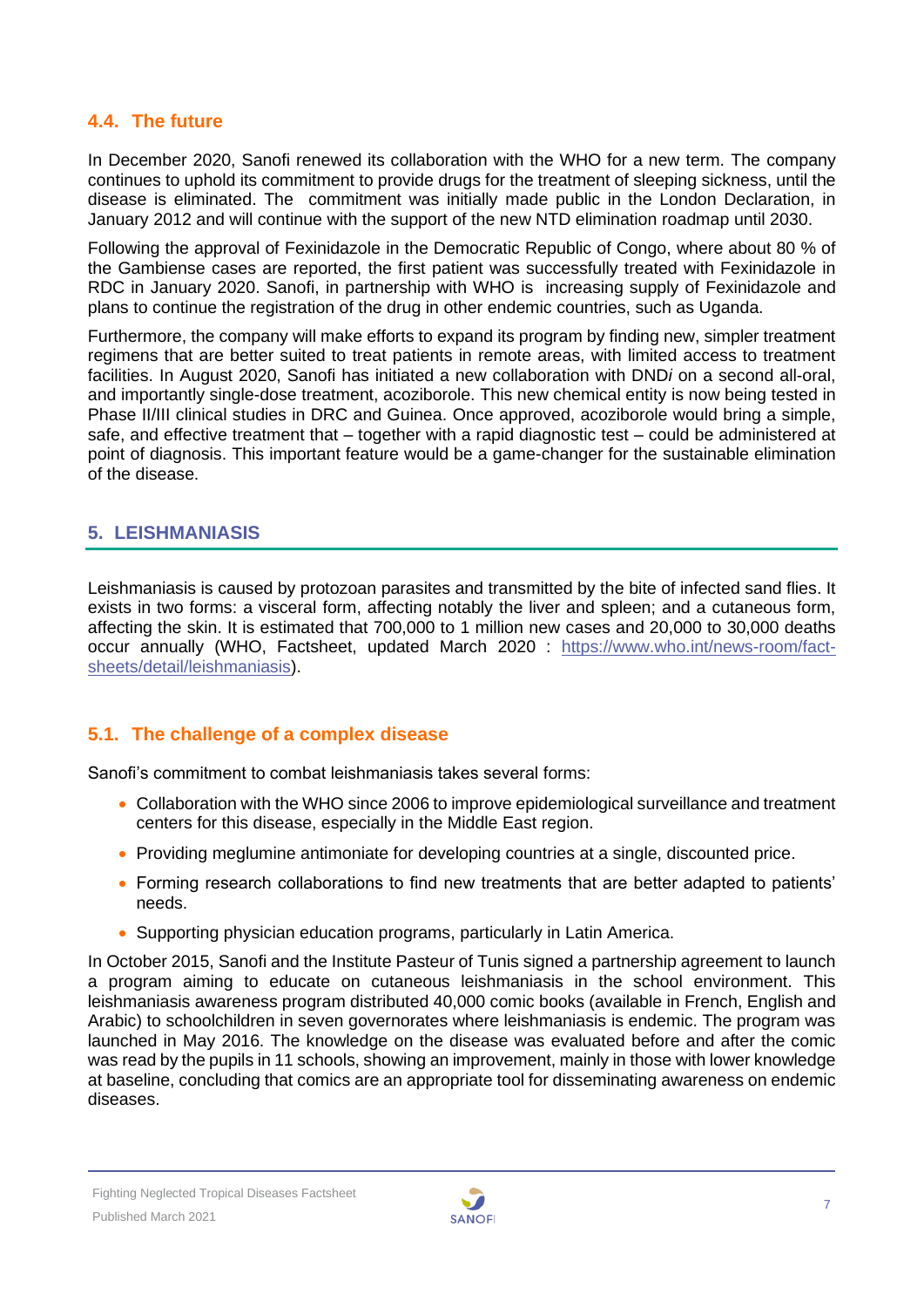### 4.4. The future

In December 2020, Sanofi renewed its collaboration with the WHO for a new term. The company continues to uphold its commitment to provide drugs for the treatment of sleeping sickness, until the disease is eliminated. The commitment was initially made public in the London Declaration, in January 2012 and will continue with the support of the new NTD elimination roadmap until 2030.

Following the approval of Fexinidazole in the Democratic Republic of Congo, where about 80 % of the Gambiense cases are reported, the first patient was successfully treated with Fexinidazole in RDC in January 2020. Sanofi, in partnership with WHO is increasing supply of Fexinidazole and plans to continue the registration of the drug in other endemic countries, such as Uganda.

Furthermore, the company will make efforts to expand its program by finding new, simpler treatment regimens that are better suited to treat patients in remote areas, with limited access to treatment facilities. In August 2020, Sanofi has initiated a new collaboration with DND*i* on a second all-oral, and importantly single-dose treatment, acoziborole. This new chemical entity is now being tested in Phase II/III clinical studies in DRC and Guinea. Once approved, acoziborole would bring a simple, safe, and effective treatment that – together with a rapid diagnostic test – could be administered at point of diagnosis. This important feature would be a game-changer for the sustainable elimination of the disease.

## 5. LEISHMANIASIS

Leishmaniasis is caused by protozoan parasites and transmitted by the bite of infected sand flies. It exists in two forms: a visceral form, affecting notably the liver and spleen; and a cutaneous form, affecting the skin. It is estimated that 700,000 to 1 million new cases and 20,000 to 30,000 deaths occur annually (WHO, Factsheet, updated March 2020 : [https://www.who.int/news-room/fact-sheets/detail/leishmaniasis](https://www.who.int/news-room/fact-sheets/detail/leishmaniasis)).

### 5.1. The challenge of a complex disease

Sanofi's commitment to combat leishmaniasis takes several forms:

- Collaboration with the WHO since 2006 to improve epidemiological surveillance and treatment centers for this disease, especially in the Middle East region.
- Providing meglumine antimoniate for developing countries at a single, discounted price.
- Forming research collaborations to find new treatments that are better adapted to patients' needs.
- Supporting physician education programs, particularly in Latin America.

In October 2015, Sanofi and the Institute Pasteur of Tunis signed a partnership agreement to launch a program aiming to educate on cutaneous leishmaniasis in the school environment. This leishmaniasis awareness program distributed 40,000 comic books (available in French, English and Arabic) to schoolchildren in seven governorates where leishmaniasis is endemic. The program was launched in May 2016. The knowledge on the disease was evaluated before and after the comic was read by the pupils in 11 schools, showing an improvement, mainly in those with lower knowledge at baseline, concluding that comics are an appropriate tool for disseminating awareness on endemic diseases.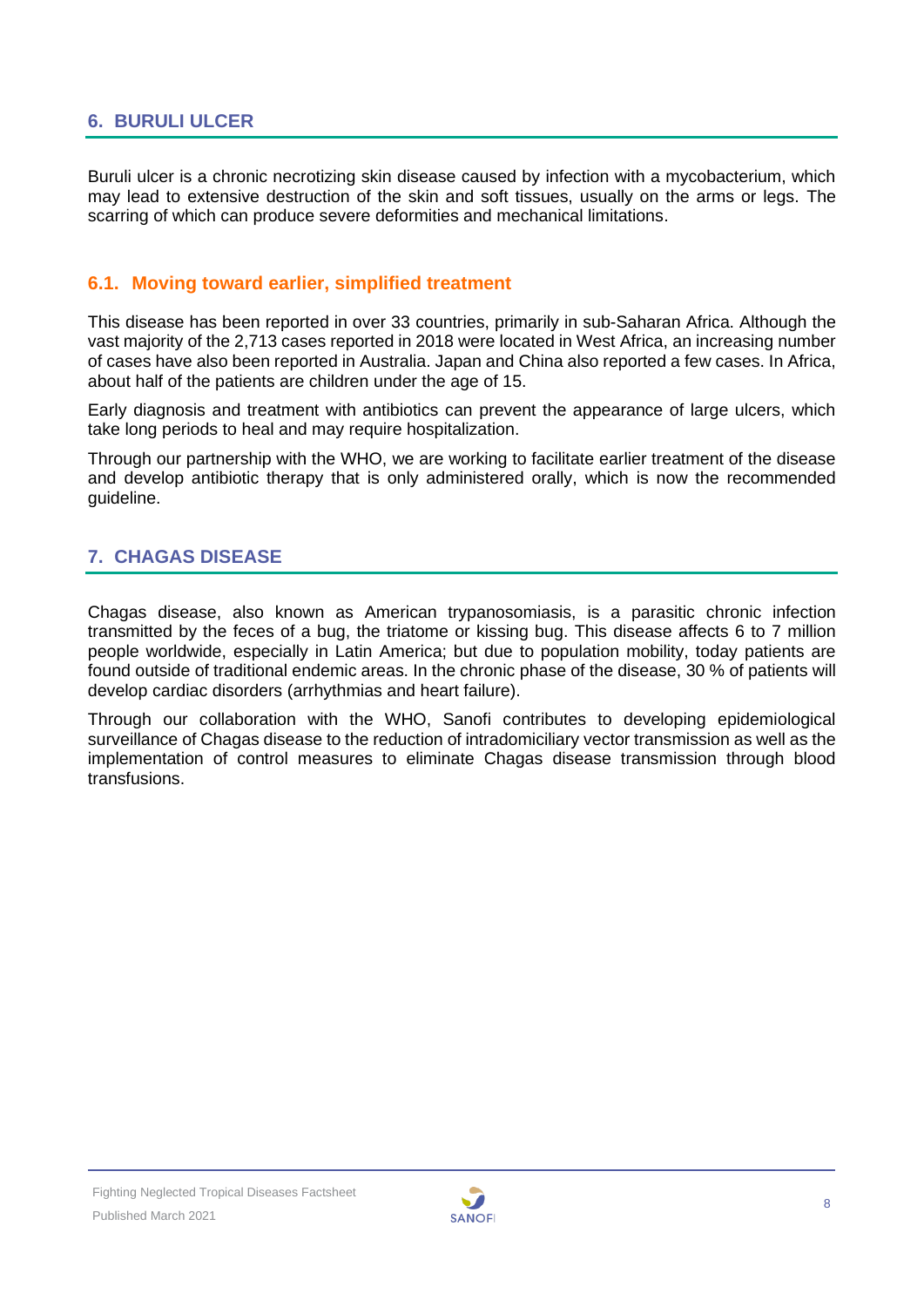## 6. BURULI ULCER

Buruli ulcer is a chronic necrotizing skin disease caused by infection with a mycobacterium, which may lead to extensive destruction of the skin and soft tissues, usually on the arms or legs. The scarring of which can produce severe deformities and mechanical limitations.

### 6.1. Moving toward earlier, simplified treatment

This disease has been reported in over 33 countries, primarily in sub-Saharan Africa. Although the vast majority of the 2,713 cases reported in 2018 were located in West Africa, an increasing number of cases have also been reported in Australia. Japan and China also reported a few cases. In Africa, about half of the patients are children under the age of 15.

Early diagnosis and treatment with antibiotics can prevent the appearance of large ulcers, which take long periods to heal and may require hospitalization.

Through our partnership with the WHO, we are working to facilitate earlier treatment of the disease and develop antibiotic therapy that is only administered orally, which is now the recommended guideline.

## 7. CHAGAS DISEASE

Chagas disease, also known as American trypanosomiasis, is a parasitic chronic infection transmitted by the feces of a bug, the triatome or kissing bug. This disease affects 6 to 7 million people worldwide, especially in Latin America; but due to population mobility, today patients are found outside of traditional endemic areas. In the chronic phase of the disease, 30 % of patients will develop cardiac disorders (arrhythmias and heart failure).

Through our collaboration with the WHO, Sanofi contributes to developing epidemiological surveillance of Chagas disease to the reduction of intradomiciliary vector transmission as well as the implementation of control measures to eliminate Chagas disease transmission through blood transfusions.